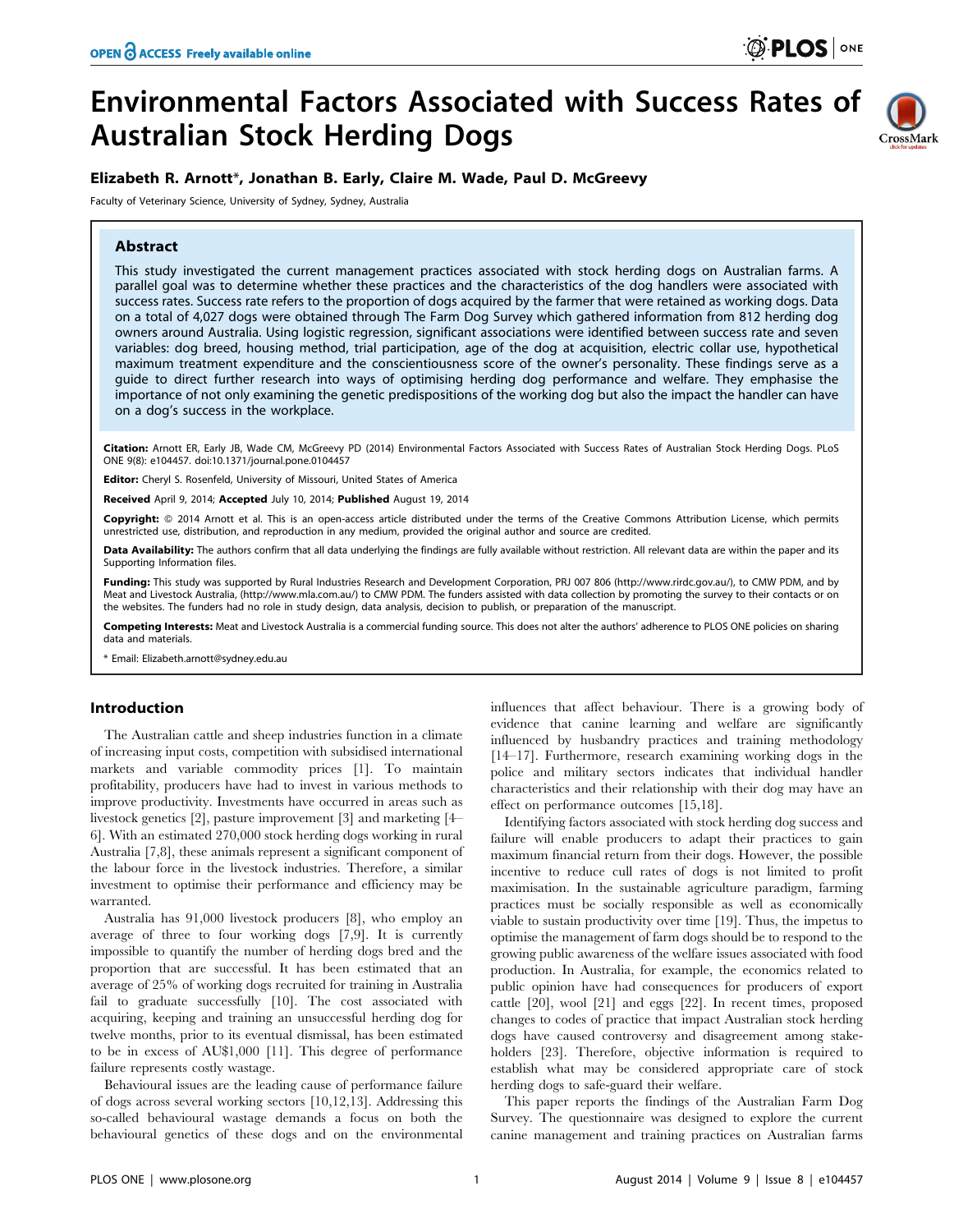# Environmental Factors Associated with Success Rates of Australian Stock Herding Dogs

**Elizabeth R. Arnott***, **Jonathan B. Early**, **Claire M. Wade**, **Paul D. McGreevy**

Faculty of Veterinary Science, University of Sydney, Sydney, Australia

## Abstract

This study investigated the current management practices associated with stock herding dogs on Australian farms. A parallel goal was to determine whether these practices and the characteristics of the dog handlers were associated with success rates. Success rate refers to the proportion of dogs acquired by the farmer that were retained as working dogs. Data on a total of 4,027 dogs were obtained through The Farm Dog Survey which gathered information from 812 herding dog owners around Australia. Using logistic regression, significant associations were identified between success rate and seven variables: dog breed, housing method, trial participation, age of the dog at acquisition, electric collar use, hypothetical maximum treatment expenditure and the conscientiousness score of the owner's personality. These findings serve as a guide to direct further research into ways of optimising herding dog performance and welfare. They emphasise the importance of not only examining the genetic predispositions of the working dog but also the impact the handler can have on a dog's success in the workplace.

**Citation:** Arnott ER, Early JB, Wade CM, McGreevy PD (2014) Environmental Factors Associated with Success Rates of Australian Stock Herding Dogs. PLoS ONE 9(8): e104457. doi:10.1371/journal.pone.0104457

**Editor:** Cheryl S. Rosenfeld, University of Missouri, United States of America

**Received** April 9, 2014; **Accepted** July 10, 2014; **Published** August 19, 2014

**Copyright:** © 2014 Arnott et al. This is an open-access article distributed under the terms of the Creative Commons Attribution License, which permits unrestricted use, distribution, and reproduction in any medium, provided the original author and source are credited.

**Data Availability:** The authors confirm that all data underlying the findings are fully available without restriction. All relevant data are within the paper and its Supporting Information files.

**Funding:** This study was supported by Rural Industries Research and Development Corporation, PRJ 007 806 (http://www.rirdc.gov.au/), to CMW PDM, and by Meat and Livestock Australia, (http://www.mla.com.au/) to CMW PDM. The funders assisted with data collection by promoting the survey to their contacts or on the websites. The funders had no role in study design, data analysis, decision to publish, or preparation of the manuscript.

**Competing Interests:** Meat and Livestock Australia is a commercial funding source. This does not alter the authors' adherence to PLOS ONE policies on sharing data and materials.

* Email: Elizabeth.arnott@sydney.edu.au

## Introduction

The Australian cattle and sheep industries function in a climate of increasing input costs, competition with subsidised international markets and variable commodity prices [1]. To maintain profitability, producers have had to invest in various methods to improve productivity. Investments have occurred in areas such as livestock genetics [2], pasture improvement [3] and marketing [4–6]. With an estimated 270,000 stock herding dogs working in rural Australia [7,8], these animals represent a significant component of the labour force in the livestock industries. Therefore, a similar investment to optimise their performance and efficiency may be warranted.

Australia has 91,000 livestock producers [8], who employ an average of three to four working dogs [7,9]. It is currently impossible to quantify the number of herding dogs bred and the proportion that are successful. It has been estimated that an average of 25% of working dogs recruited for training in Australia fail to graduate successfully [10]. The cost associated with acquiring, keeping and training an unsuccessful herding dog for twelve months, prior to its eventual dismissal, has been estimated to be in excess of AU$1,000 [11]. This degree of performance failure represents costly wastage.

Behavioural issues are the leading cause of performance failure of dogs across several working sectors [10,12,13]. Addressing this so-called behavioural wastage demands a focus on both the behavioural genetics of these dogs and on the environmental influences that affect behaviour. There is a growing body of evidence that canine learning and welfare are significantly influenced by husbandry practices and training methodology [14–17]. Furthermore, research examining working dogs in the police and military sectors indicates that individual handler characteristics and their relationship with their dog may have an effect on performance outcomes [15,18].

Identifying factors associated with stock herding dog success and failure will enable producers to adapt their practices to gain maximum financial return from their dogs. However, the possible incentive to reduce cull rates of dogs is not limited to profit maximisation. In the sustainable agriculture paradigm, farming practices must be socially responsible as well as economically viable to sustain productivity over time [19]. Thus, the impetus to optimise the management of farm dogs should be to respond to the growing public awareness of the welfare issues associated with food production. In Australia, for example, the economics related to public opinion have had consequences for producers of export cattle [20], wool [21] and eggs [22]. In recent times, proposed changes to codes of practice that impact Australian stock herding dogs have caused controversy and disagreement among stakeholders [23]. Therefore, objective information is required to establish what may be considered appropriate care of stock herding dogs to safe-guard their welfare.

This paper reports the findings of the Australian Farm Dog Survey. The questionnaire was designed to explore the current canine management and training practices on Australian farms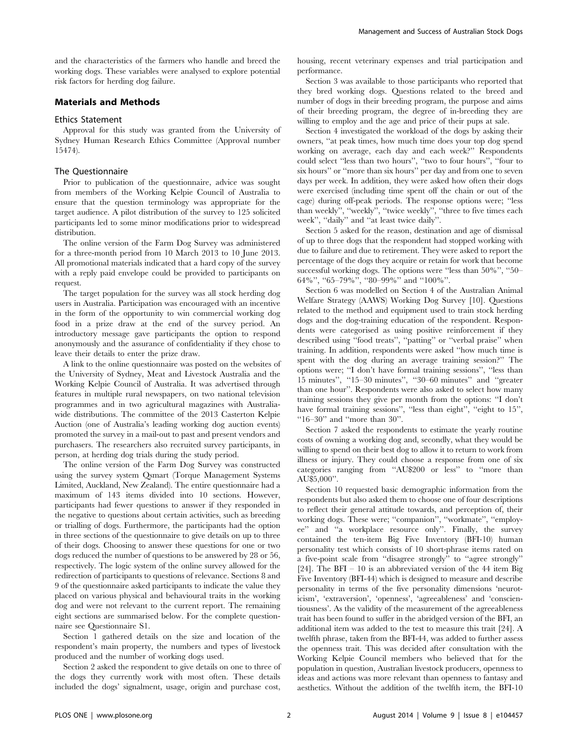and the characteristics of the farmers who handle and breed the working dogs. These variables were analysed to explore potential risk factors for herding dog failure.

## Materials and Methods

### Ethics Statement

Approval for this study was granted from the University of Sydney Human Research Ethics Committee (Approval number 15474).

### The Questionnaire

Prior to publication of the questionnaire, advice was sought from members of the Working Kelpie Council of Australia to ensure that the question terminology was appropriate for the target audience. A pilot distribution of the survey to 125 solicited participants led to some minor modifications prior to widespread distribution.

The online version of the Farm Dog Survey was administered for a three-month period from 10 March 2013 to 10 June 2013. All promotional materials indicated that a hard copy of the survey with a reply paid envelope could be provided to participants on request.

The target population for the survey was all stock herding dog users in Australia. Participation was encouraged with an incentive in the form of the opportunity to win commercial working dog food in a prize draw at the end of the survey period. An introductory message gave participants the option to respond anonymously and the assurance of confidentiality if they chose to leave their details to enter the prize draw.

A link to the online questionnaire was posted on the websites of the University of Sydney, Meat and Livestock Australia and the Working Kelpie Council of Australia. It was advertised through features in multiple rural newspapers, on two national television programmes and in two agricultural magazines with Australia-wide distributions. The committee of the 2013 Casterton Kelpie Auction (one of Australia's leading working dog auction events) promoted the survey in a mail-out to past and present vendors and purchasers. The researchers also recruited survey participants, in person, at herding dog trials during the study period.

The online version of the Farm Dog Survey was constructed using the survey system Qsmart (Torque Management Systems Limited, Auckland, New Zealand). The entire questionnaire had a maximum of 143 items divided into 10 sections. However, participants had fewer questions to answer if they responded in the negative to questions about certain activities, such as breeding or trialling of dogs. Furthermore, the participants had the option in three sections of the questionnaire to give details on up to three of their dogs. Choosing to answer these questions for one or two dogs reduced the number of questions to be answered by 28 or 56, respectively. The logic system of the online survey allowed for the redirection of participants to questions of relevance. Sections 8 and 9 of the questionnaire asked participants to indicate the value they placed on various physical and behavioural traits in the working dog and were not relevant to the current report. The remaining eight sections are summarised below. For the complete questionnaire see Questionnaire S1.

Section 1 gathered details on the size and location of the respondent's main property, the numbers and types of livestock produced and the number of working dogs used.

Section 2 asked the respondent to give details on one to three of the dogs they currently work with most often. These details included the dogs' signalment, usage, origin and purchase cost, housing, recent veterinary expenses and trial participation and performance.

Section 3 was available to those participants who reported that they bred working dogs. Questions related to the breed and number of dogs in their breeding program, the purpose and aims of their breeding program, the degree of in-breeding they are willing to employ and the age and price of their pups at sale.

Section 4 investigated the workload of the dogs by asking their owners, "at peak times, how much time does your top dog spend working on average, each day and each week?" Respondents could select "less than two hours", "two to four hours", "four to six hours" or "more than six hours" per day and from one to seven days per week. In addition, they were asked how often their dogs were exercised (including time spent off the chain or out of the cage) during off-peak periods. The response options were; "less than weekly", "weekly", "twice weekly", "three to five times each week", "daily" and "at least twice daily".

Section 5 asked for the reason, destination and age of dismissal of up to three dogs that the respondent had stopped working with due to failure and due to retirement. They were asked to report the percentage of the dogs they acquire or retain for work that become successful working dogs. The options were "less than 50%", "50–64%", "65–79%", "80–99%" and "100%".

Section 6 was modelled on Section 4 of the Australian Animal Welfare Strategy (AAWS) Working Dog Survey [10]. Questions related to the method and equipment used to train stock herding dogs and the dog-training education of the respondent. Respondents were categorised as using positive reinforcement if they described using "food treats", "patting" or "verbal praise" when training. In addition, respondents were asked "how much time is spent with the dog during an average training session?" The options were; "I don't have formal training sessions", "less than 15 minutes", "15–30 minutes", "30–60 minutes" and "greater than one hour". Respondents were also asked to select how many training sessions they give per month from the options: "I don't have formal training sessions", "less than eight", "eight to 15", "16–30" and "more than 30".

Section 7 asked the respondents to estimate the yearly routine costs of owning a working dog and, secondly, what they would be willing to spend on their best dog to allow it to return to work from illness or injury. They could choose a response from one of six categories ranging from "AU$200 or less" to "more than AU$5,000".

Section 10 requested basic demographic information from the respondents but also asked them to choose one of four descriptions to reflect their general attitude towards, and perception of, their working dogs. These were; "companion", "workmate", "employee" and "a workplace resource only". Finally, the survey contained the ten-item Big Five Inventory (BFI-10) human personality test which consists of 10 short-phrase items rated on a five-point scale from "disagree strongly" to "agree strongly" [24]. The BFI – 10 is an abbreviated version of the 44 item Big Five Inventory (BFI-44) which is designed to measure and describe personality in terms of the five personality dimensions 'neuroticism', 'extraversion', 'openness', 'agreeableness' and 'conscientiousness'. As the validity of the measurement of the agreeableness trait has been found to suffer in the abridged version of the BFI, an additional item was added to the test to measure this trait [24]. A twelfth phrase, taken from the BFI-44, was added to further assess the openness trait. This was decided after consultation with the Working Kelpie Council members who believed that for the population in question, Australian livestock producers, openness to ideas and actions was more relevant than openness to fantasy and aesthetics. Without the addition of the twelfth item, the BFI-10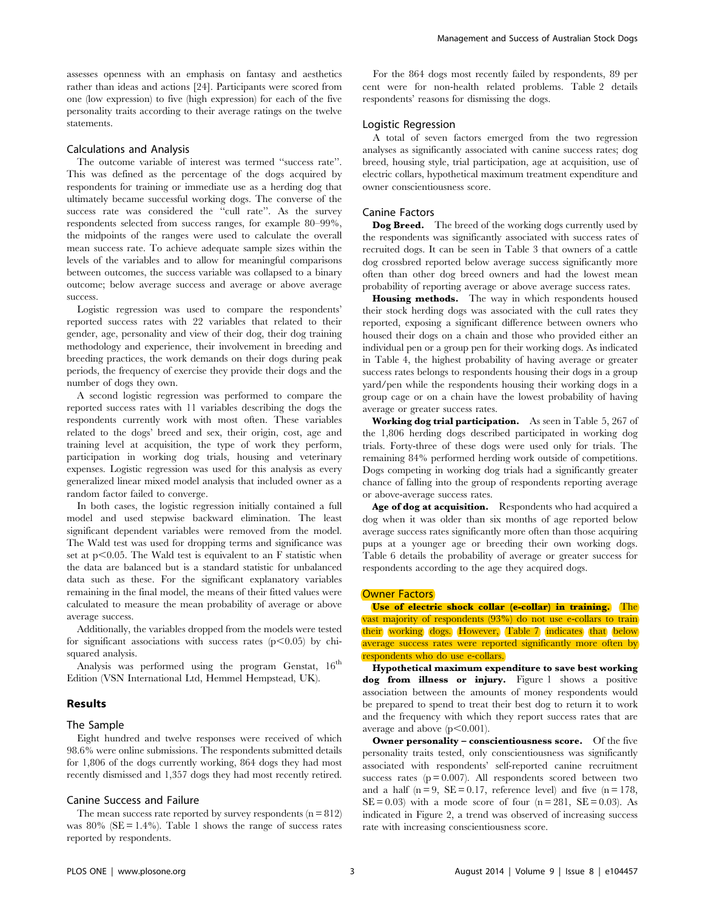assesses openness with an emphasis on fantasy and aesthetics rather than ideas and actions [24]. Participants were scored from one (low expression) to five (high expression) for each of the five personality traits according to their average ratings on the twelve statements.

### Calculations and Analysis

The outcome variable of interest was termed "success rate". This was defined as the percentage of the dogs acquired by respondents for training or immediate use as a herding dog that ultimately became successful working dogs. The converse of the success rate was considered the "cull rate". As the survey respondents selected from success ranges, for example 80–99%, the midpoints of the ranges were used to calculate the overall mean success rate. To achieve adequate sample sizes within the levels of the variables and to allow for meaningful comparisons between outcomes, the success variable was collapsed to a binary outcome; below average success and average or above average success.

Logistic regression was used to compare the respondents' reported success rates with 22 variables that related to their gender, age, personality and view of their dog, their dog training methodology and experience, their involvement in breeding and breeding practices, the work demands on their dogs during peak periods, the frequency of exercise they provide their dogs and the number of dogs they own.

A second logistic regression was performed to compare the reported success rates with 11 variables describing the dogs the respondents currently work with most often. These variables related to the dogs' breed and sex, their origin, cost, age and training level at acquisition, the type of work they perform, participation in working dog trials, housing and veterinary expenses. Logistic regression was used for this analysis as every generalized linear mixed model analysis that included owner as a random factor failed to converge.

In both cases, the logistic regression initially contained a full model and used stepwise backward elimination. The least significant dependent variables were removed from the model. The Wald test was used for dropping terms and significance was set at $p<0.05$. The Wald test is equivalent to an F statistic when the data are balanced but is a standard statistic for unbalanced data such as these. For the significant explanatory variables remaining in the final model, the means of their fitted values were calculated to measure the mean probability of average or above average success.

Additionally, the variables dropped from the models were tested for significant associations with success rates ($p<0.05$) by chi-squared analysis.

Analysis was performed using the program Genstat, 16th Edition (VSN International Ltd, Hemmel Hempstead, UK).

## Results

### The Sample

Eight hundred and twelve responses were received of which 98.6% were online submissions. The respondents submitted details for 1,806 of the dogs currently working, 864 dogs they had most recently dismissed and 1,357 dogs they had most recently retired.

### Canine Success and Failure

The mean success rate reported by survey respondents ($n=812$) was 80% ($SE=1.4\%$). Table 1 shows the range of success rates reported by respondents.

For the 864 dogs most recently failed by respondents, 89 per cent were for non-health related problems. Table 2 details respondents' reasons for dismissing the dogs.

### Logistic Regression

A total of seven factors emerged from the two regression analyses as significantly associated with canine success rates; dog breed, housing style, trial participation, age at acquisition, use of electric collars, hypothetical maximum treatment expenditure and owner conscientiousness score.

### Canine Factors

**Dog Breed.** The breed of the working dogs currently used by the respondents was significantly associated with success rates of recruited dogs. It can be seen in Table 3 that owners of a cattle dog crossbred reported below average success significantly more often than other dog breed owners and had the lowest mean probability of reporting average or above average success rates.

**Housing methods.** The way in which respondents housed their stock herding dogs was associated with the cull rates they reported, exposing a significant difference between owners who housed their dogs on a chain and those who provided either an individual pen or a group pen for their working dogs. As indicated in Table 4, the highest probability of having average or greater success rates belongs to respondents housing their dogs in a group yard/pen while the respondents housing their working dogs in a group cage or on a chain have the lowest probability of having average or greater success rates.

**Working dog trial participation.** As seen in Table 5, 267 of the 1,806 herding dogs described participated in working dog trials. Forty-three of these dogs were used only for trials. The remaining 84% performed herding work outside of competitions. Dogs competing in working dog trials had a significantly greater chance of falling into the group of respondents reporting average or above-average success rates.

**Age of dog at acquisition.** Respondents who had acquired a dog when it was older than six months of age reported below average success rates significantly more often than those acquiring pups at a younger age or breeding their own working dogs. Table 6 details the probability of average or greater success for respondents according to the age they acquired dogs.

### Owner Factors

**Use of electric shock collar (e-collar) in training.** The vast majority of respondents (93%) do not use e-collars to train their working dogs. However, Table 7 indicates that below average success rates were reported significantly more often by respondents who do use e-collars.

**Hypothetical maximum expenditure to save best working dog from illness or injury.** Figure 1 shows a positive association between the amounts of money respondents would be prepared to spend to treat their best dog to return it to work and the frequency with which they report success rates that are average and above ($p<0.001$).

**Owner personality – conscientiousness score.** Of the five personality traits tested, only conscientiousness was significantly associated with respondents' self-reported canine recruitment success rates ($p=0.007$). All respondents scored between two and a half ($n=9$, $SE=0.17$, reference level) and five ($n=178$, $SE=0.03$) with a mode score of four ($n=281$, $SE=0.03$). As indicated in Figure 2, a trend was observed of increasing success rate with increasing conscientiousness score.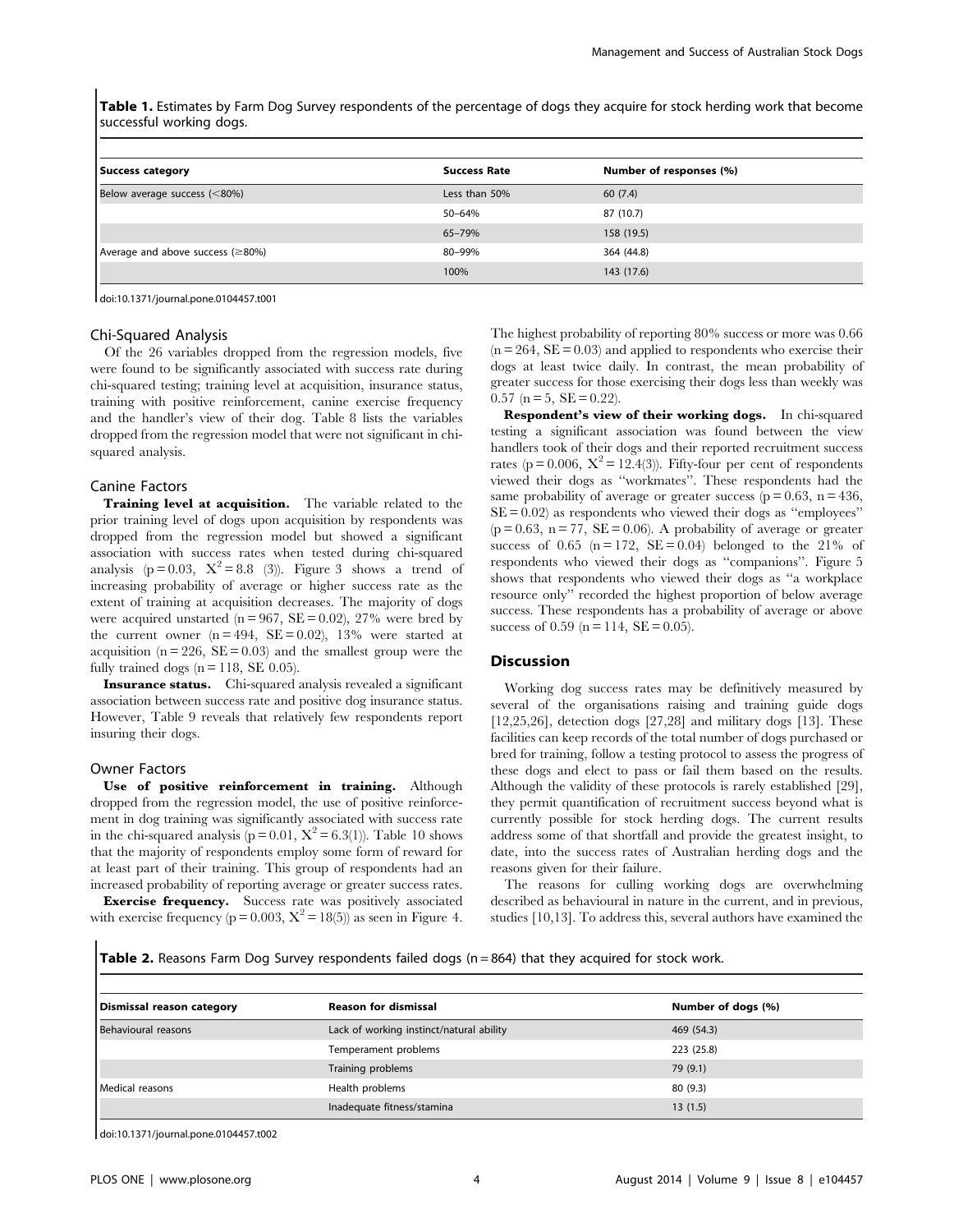**Table 1.** Estimates by Farm Dog Survey respondents of the percentage of dogs they acquire for stock herding work that become successful working dogs.

| Success category | Success Rate | Number of responses (%) |
|---|---|---|
| Below average success (<80%) | Less than 50% | 60 (7.4) |
| | 50–64% | 87 (10.7) |
| | 65–79% | 158 (19.5) |
| Average and above success (≥80%) | 80–99% | 364 (44.8) |
| | 100% | 143 (17.6) |

doi:10.1371/journal.pone.0104457.t001

### Chi-Squared Analysis

Of the 26 variables dropped from the regression models, five were found to be significantly associated with success rate during chi-squared testing; training level at acquisition, insurance status, training with positive reinforcement, canine exercise frequency and the handler's view of their dog. Table 8 lists the variables dropped from the regression model that were not significant in chi-squared analysis.

### Canine Factors

**Training level at acquisition.** The variable related to the prior training level of dogs upon acquisition by respondents was dropped from the regression model but showed a significant association with success rates when tested during chi-squared analysis ($p = 0.03$, $X^2 = 8.8$ (3)). Figure 3 shows a trend of increasing probability of average or higher success rate as the extent of training at acquisition decreases. The majority of dogs were acquired unstarted ($n = 967$, $SE = 0.02$), 27% were bred by the current owner ($n = 494$, $SE = 0.02$), 13% were started at acquisition ($n = 226$, $SE = 0.03$) and the smallest group were the fully trained dogs ($n = 118$, SE 0.05).

**Insurance status.** Chi-squared analysis revealed a significant association between success rate and positive dog insurance status. However, Table 9 reveals that relatively few respondents report insuring their dogs.

### Owner Factors

**Use of positive reinforcement in training.** Although dropped from the regression model, the use of positive reinforcement in dog training was significantly associated with success rate in the chi-squared analysis ($p = 0.01$, $X^2 = 6.3(1)$). Table 10 shows that the majority of respondents employ some form of reward for at least part of their training. This group of respondents had an increased probability of reporting average or greater success rates.

**Exercise frequency.** Success rate was positively associated with exercise frequency ($p = 0.003$, $X^2 = 18(5)$) as seen in Figure 4. The highest probability of reporting 80% success or more was 0.66 ($n = 264$, $SE = 0.03$) and applied to respondents who exercise their dogs at least twice daily. In contrast, the mean probability of greater success for those exercising their dogs less than weekly was 0.57 ($n = 5$, $SE = 0.22$).

**Respondent's view of their working dogs.** In chi-squared testing a significant association was found between the view handlers took of their dogs and their reported recruitment success rates ($p = 0.006$, $X^2 = 12.4(3)$). Fifty-four per cent of respondents viewed their dogs as "workmates". These respondents had the same probability of average or greater success ($p = 0.63$, $n = 436$, $SE = 0.02$) as respondents who viewed their dogs as "employees" ($p = 0.63$, $n = 77$, $SE = 0.06$). A probability of average or greater success of 0.65 ($n = 172$, $SE = 0.04$) belonged to the 21% of respondents who viewed their dogs as "companions". Figure 5 shows that respondents who viewed their dogs as "a workplace resource only" recorded the highest proportion of below average success. These respondents has a probability of average or above success of 0.59 ($n = 114$, $SE = 0.05$).

## Discussion

Working dog success rates may be definitively measured by several of the organisations raising and training guide dogs [12,25,26], detection dogs [27,28] and military dogs [13]. These facilities can keep records of the total number of dogs purchased or bred for training, follow a testing protocol to assess the progress of these dogs and elect to pass or fail them based on the results. Although the validity of these protocols is rarely established [29], they permit quantification of recruitment success beyond what is currently possible for stock herding dogs. The current results address some of that shortfall and provide the greatest insight, to date, into the success rates of Australian herding dogs and the reasons given for their failure.

The reasons for culling working dogs are overwhelming described as behavioural in nature in the current, and in previous, studies [10,13]. To address this, several authors have examined the

**Table 2.** Reasons Farm Dog Survey respondents failed dogs (n = 864) that they acquired for stock work.

| Dismissal reason category | Reason for dismissal | Number of dogs (%) |
|---|---|---|
| Behavioural reasons | Lack of working instinct/natural ability | 469 (54.3) |
| | Temperament problems | 223 (25.8) |
| | Training problems | 79 (9.1) |
| Medical reasons | Health problems | 80 (9.3) |
| | Inadequate fitness/stamina | 13 (1.5) |

doi:10.1371/journal.pone.0104457.t002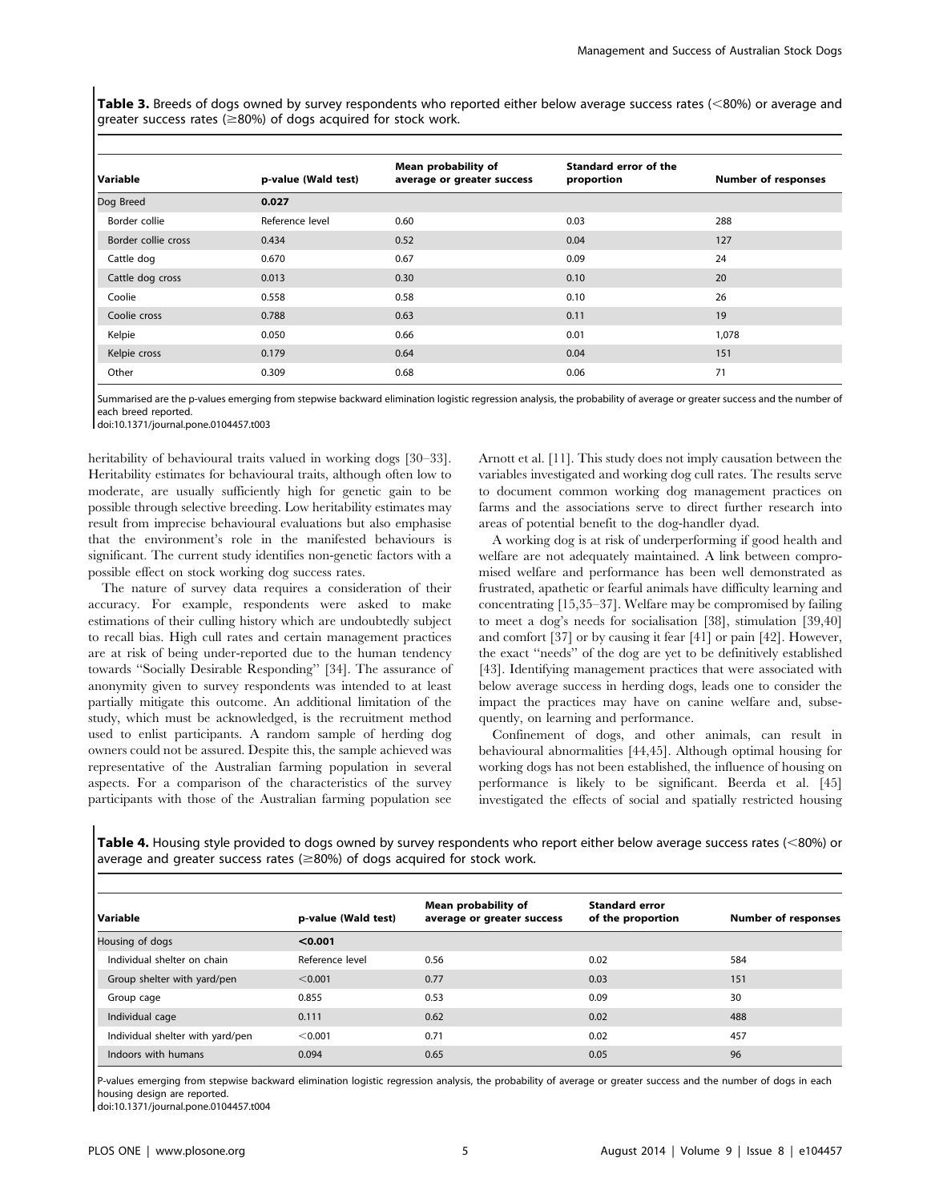**Table 3.** Breeds of dogs owned by survey respondents who reported either below average success rates (<80%) or average and greater success rates (≥80%) of dogs acquired for stock work.

| Variable | p-value (Wald test) | Mean probability of average or greater success | Standard error of the proportion | Number of responses |
|---|---|---|---|---|
| Dog Breed | **0.027** | | | |
| Border collie | Reference level | 0.60 | 0.03 | 288 |
| Border collie cross | 0.434 | 0.52 | 0.04 | 127 |
| Cattle dog | 0.670 | 0.67 | 0.09 | 24 |
| Cattle dog cross | 0.013 | 0.30 | 0.10 | 20 |
| Coolie | 0.558 | 0.58 | 0.10 | 26 |
| Coolie cross | 0.788 | 0.63 | 0.11 | 19 |
| Kelpie | 0.050 | 0.66 | 0.01 | 1,078 |
| Kelpie cross | 0.179 | 0.64 | 0.04 | 151 |
| Other | 0.309 | 0.68 | 0.06 | 71 |

Summarised are the p-values emerging from stepwise backward elimination logistic regression analysis, the probability of average or greater success and the number of each breed reported.
doi:10.1371/journal.pone.0104457.t003

heritability of behavioural traits valued in working dogs [30–33]. Heritability estimates for behavioural traits, although often low to moderate, are usually sufficiently high for genetic gain to be possible through selective breeding. Low heritability estimates may result from imprecise behavioural evaluations but also emphasise that the environment's role in the manifested behaviours is significant. The current study identifies non-genetic factors with a possible effect on stock working dog success rates.

The nature of survey data requires a consideration of their accuracy. For example, respondents were asked to make estimations of their culling history which are undoubtedly subject to recall bias. High cull rates and certain management practices are at risk of being under-reported due to the human tendency towards "Socially Desirable Responding" [34]. The assurance of anonymity given to survey respondents was intended to at least partially mitigate this outcome. An additional limitation of the study, which must be acknowledged, is the recruitment method used to enlist participants. A random sample of herding dog owners could not be assured. Despite this, the sample achieved was representative of the Australian farming population in several aspects. For a comparison of the characteristics of the survey participants with those of the Australian farming population see Arnott et al. [11]. This study does not imply causation between the variables investigated and working dog cull rates. The results serve to document common working dog management practices on farms and the associations serve to direct further research into areas of potential benefit to the dog-handler dyad.

A working dog is at risk of underperforming if good health and welfare are not adequately maintained. A link between compromised welfare and performance has been well demonstrated as frustrated, apathetic or fearful animals have difficulty learning and concentrating [15,35–37]. Welfare may be compromised by failing to meet a dog's needs for socialisation [38], stimulation [39,40] and comfort [37] or by causing it fear [41] or pain [42]. However, the exact "needs" of the dog are yet to be definitively established [43]. Identifying management practices that were associated with below average success in herding dogs, leads one to consider the impact the practices may have on canine welfare and, subsequently, on learning and performance.

Confinement of dogs, and other animals, can result in behavioural abnormalities [44,45]. Although optimal housing for working dogs has not been established, the influence of housing on performance is likely to be significant. Beerda et al. [45] investigated the effects of social and spatially restricted housing

**Table 4.** Housing style provided to dogs owned by survey respondents who report either below average success rates (<80%) or average and greater success rates (≥80%) of dogs acquired for stock work.

| Variable | p-value (Wald test) | Mean probability of average or greater success | Standard error of the proportion | Number of responses |
|---|---|---|---|---|
| Housing of dogs | **<0.001** | | | |
| Individual shelter on chain | Reference level | 0.56 | 0.02 | 584 |
| Group shelter with yard/pen | <0.001 | 0.77 | 0.03 | 151 |
| Group cage | 0.855 | 0.53 | 0.09 | 30 |
| Individual cage | 0.111 | 0.62 | 0.02 | 488 |
| Individual shelter with yard/pen | <0.001 | 0.71 | 0.02 | 457 |
| Indoors with humans | 0.094 | 0.65 | 0.05 | 96 |

P-values emerging from stepwise backward elimination logistic regression analysis, the probability of average or greater success and the number of dogs in each housing design are reported.
doi:10.1371/journal.pone.0104457.t004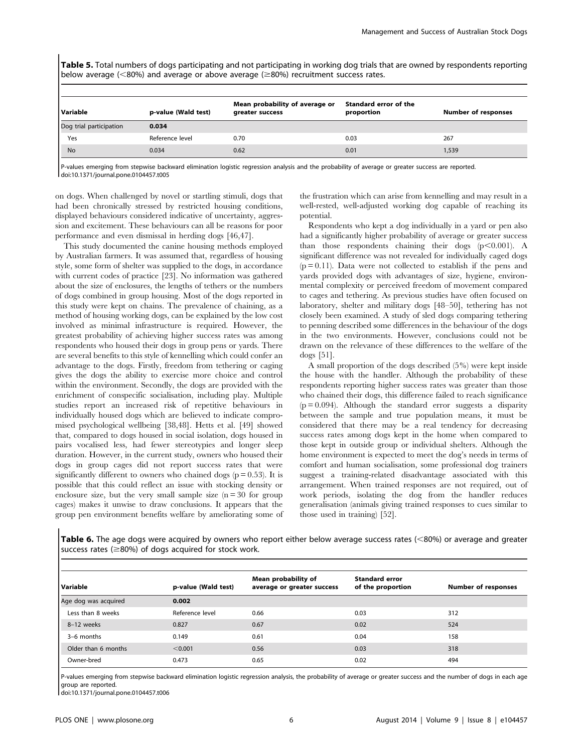**Table 5.** Total numbers of dogs participating and not participating in working dog trials that are owned by respondents reporting below average (<80%) and average or above average (≥80%) recruitment success rates.

| Variable | p-value (Wald test) | Mean probability of average or greater success | Standard error of the proportion | Number of responses |
|---|---|---|---|---|
| Dog trial participation | **0.034** | | | |
| Yes | Reference level | 0.70 | 0.03 | 267 |
| No | 0.034 | 0.62 | 0.01 | 1,539 |

P-values emerging from stepwise backward elimination logistic regression analysis and the probability of average or greater success are reported.
doi:10.1371/journal.pone.0104457.t005

on dogs. When challenged by novel or startling stimuli, dogs that had been chronically stressed by restricted housing conditions, displayed behaviours considered indicative of uncertainty, aggression and excitement. These behaviours can all be reasons for poor performance and even dismissal in herding dogs [46,47].

This study documented the canine housing methods employed by Australian farmers. It was assumed that, regardless of housing style, some form of shelter was supplied to the dogs, in accordance with current codes of practice [23]. No information was gathered about the size of enclosures, the lengths of tethers or the numbers of dogs combined in group housing. Most of the dogs reported in this study were kept on chains. The prevalence of chaining, as a method of housing working dogs, can be explained by the low cost involved as minimal infrastructure is required. However, the greatest probability of achieving higher success rates was among respondents who housed their dogs in group pens or yards. There are several benefits to this style of kennelling which could confer an advantage to the dogs. Firstly, freedom from tethering or caging gives the dogs the ability to exercise more choice and control within the environment. Secondly, the dogs are provided with the enrichment of conspecific socialisation, including play. Multiple studies report an increased risk of repetitive behaviours in individually housed dogs which are believed to indicate compromised psychological wellbeing [38,48]. Hetts et al. [49] showed that, compared to dogs housed in social isolation, dogs housed in pairs vocalised less, had fewer stereotypies and longer sleep duration. However, in the current study, owners who housed their dogs in group cages did not report success rates that were significantly different to owners who chained dogs ($p = 0.53$). It is possible that this could reflect an issue with stocking density or enclosure size, but the very small sample size ($n = 30$ for group cages) makes it unwise to draw conclusions. It appears that the group pen environment benefits welfare by ameliorating some of the frustration which can arise from kennelling and may result in a well-rested, well-adjusted working dog capable of reaching its potential.

Respondents who kept a dog individually in a yard or pen also had a significantly higher probability of average or greater success than those respondents chaining their dogs ($p < 0.001$). A significant difference was not revealed for individually caged dogs ($p = 0.11$). Data were not collected to establish if the pens and yards provided dogs with advantages of size, hygiene, environmental complexity or perceived freedom of movement compared to cages and tethering. As previous studies have often focused on laboratory, shelter and military dogs [48–50], tethering has not closely been examined. A study of sled dogs comparing tethering to penning described some differences in the behaviour of the dogs in the two environments. However, conclusions could not be drawn on the relevance of these differences to the welfare of the dogs [51].

A small proportion of the dogs described (5%) were kept inside the house with the handler. Although the probability of these respondents reporting higher success rates was greater than those who chained their dogs, this difference failed to reach significance ($p = 0.094$). Although the standard error suggests a disparity between the sample and true population means, it must be considered that there may be a real tendency for decreasing success rates among dogs kept in the home when compared to those kept in outside group or individual shelters. Although the home environment is expected to meet the dog's needs in terms of comfort and human socialisation, some professional dog trainers suggest a training-related disadvantage associated with this arrangement. When trained responses are not required, out of work periods, isolating the dog from the handler reduces generalisation (animals giving trained responses to cues similar to those used in training) [52].

**Table 6.** The age dogs were acquired by owners who report either below average success rates (<80%) or average and greater success rates (≥80%) of dogs acquired for stock work.

| Variable | p-value (Wald test) | Mean probability of average or greater success | Standard error of the proportion | Number of responses |
|---|---|---|---|---|
| Age dog was acquired | **0.002** | | | |
| Less than 8 weeks | Reference level | 0.66 | 0.03 | 312 |
| 8–12 weeks | 0.827 | 0.67 | 0.02 | 524 |
| 3–6 months | 0.149 | 0.61 | 0.04 | 158 |
| Older than 6 months | <0.001 | 0.56 | 0.03 | 318 |
| Owner-bred | 0.473 | 0.65 | 0.02 | 494 |

P-values emerging from stepwise backward elimination logistic regression analysis, the probability of average or greater success and the number of dogs in each age group are reported.
doi:10.1371/journal.pone.0104457.t006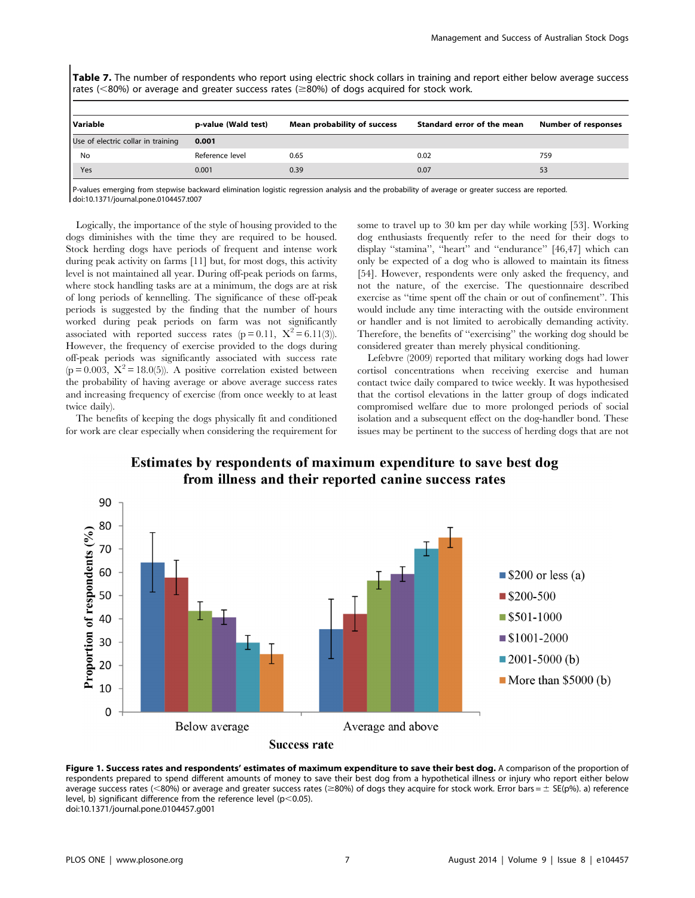**Table 7.** The number of respondents who report using electric shock collars in training and report either below average success rates (<80%) or average and greater success rates (≥80%) of dogs acquired for stock work.

| Variable | p-value (Wald test) | Mean probability of success | Standard error of the mean | Number of responses |
|---|---|---|---|---|
| Use of electric collar in training | **0.001** | | | |
| No | Reference level | 0.65 | 0.02 | 759 |
| Yes | 0.001 | 0.39 | 0.07 | 53 |

P-values emerging from stepwise backward elimination logistic regression analysis and the probability of average or greater success are reported.
doi:10.1371/journal.pone.0104457.t007

Logically, the importance of the style of housing provided to the dogs diminishes with the time they are required to be housed. Stock herding dogs have periods of frequent and intense work during peak activity on farms [11] but, for most dogs, this activity level is not maintained all year. During off-peak periods on farms, where stock handling tasks are at a minimum, the dogs are at risk of long periods of kennelling. The significance of these off-peak periods is suggested by the finding that the number of hours worked during peak periods on farm was not significantly associated with reported success rates ($p = 0.11$, $X^2 = 6.11(3)$). However, the frequency of exercise provided to the dogs during off-peak periods was significantly associated with success rate ($p = 0.003$, $X^2 = 18.0(5)$). A positive correlation existed between the probability of having average or above average success rates and increasing frequency of exercise (from once weekly to at least twice daily).

The benefits of keeping the dogs physically fit and conditioned for work are clear especially when considering the requirement for some to travel up to 30 km per day while working [53]. Working dog enthusiasts frequently refer to the need for their dogs to display "stamina", "heart" and "endurance" [46,47] which can only be expected of a dog who is allowed to maintain its fitness [54]. However, respondents were only asked the frequency, and not the nature, of the exercise. The questionnaire described exercise as "time spent off the chain or out of confinement". This would include any time interacting with the outside environment or handler and is not limited to aerobically demanding activity. Therefore, the benefits of "exercising" the working dog should be considered greater than merely physical conditioning.

Lefebvre (2009) reported that military working dogs had lower cortisol concentrations when receiving exercise and human contact twice daily compared to twice weekly. It was hypothesised that the cortisol elevations in the latter group of dogs indicated compromised welfare due to more prolonged periods of social isolation and a subsequent effect on the dog-handler bond. These issues may be pertinent to the success of herding dogs that are not

**Figure 1. Success rates and respondents' estimates of maximum expenditure to save their best dog.** A comparison of the proportion of respondents prepared to spend different amounts of money to save their best dog from a hypothetical illness or injury who report either below average success rates (<80%) or average and greater success rates (≥80%) of dogs they acquire for stock work. Error bars = ± SE(p%). a) reference level, b) significant difference from the reference level (p<0.05).
doi:10.1371/journal.pone.0104457.g001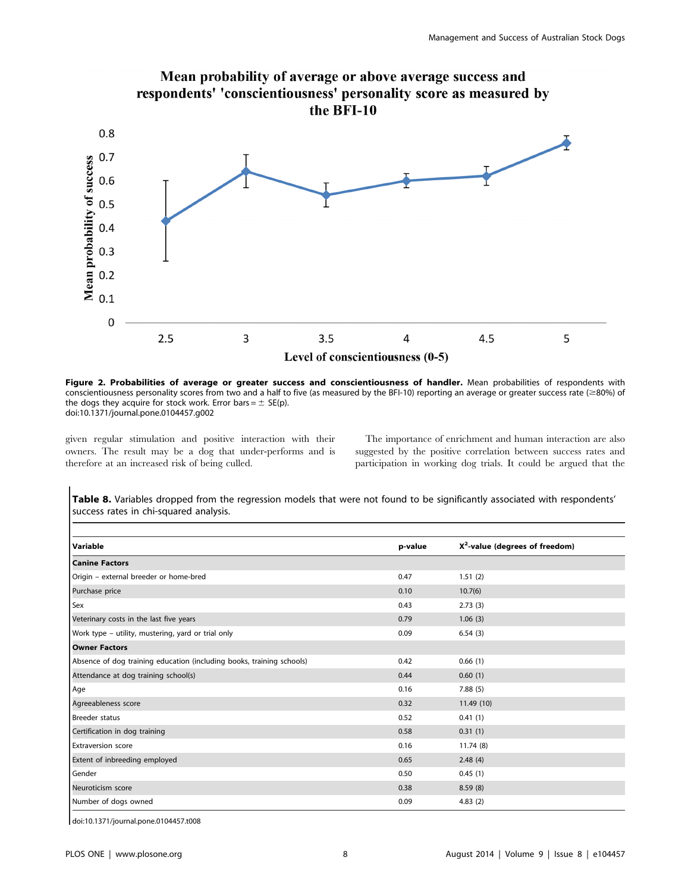**Figure 2. Probabilities of average or greater success and conscientiousness of handler.** Mean probabilities of respondents with conscientiousness personality scores from two and a half to five (as measured by the BFI-10) reporting an average or greater success rate (≥80%) of the dogs they acquire for stock work. Error bars = ± SE(p).
doi:10.1371/journal.pone.0104457.g002

given regular stimulation and positive interaction with their owners. The result may be a dog that under-performs and is therefore at an increased risk of being culled.

The importance of enrichment and human interaction are also suggested by the positive correlation between success rates and participation in working dog trials. It could be argued that the

**Table 8.** Variables dropped from the regression models that were not found to be significantly associated with respondents' success rates in chi-squared analysis.

| Variable | p-value | $X^2$-value (degrees of freedom) |
|---|---|---|
| **Canine Factors** | | |
| Origin – external breeder or home-bred | 0.47 | 1.51 (2) |
| Purchase price | 0.10 | 10.7(6) |
| Sex | 0.43 | 2.73 (3) |
| Veterinary costs in the last five years | 0.79 | 1.06 (3) |
| Work type – utility, mustering, yard or trial only | 0.09 | 6.54 (3) |
| **Owner Factors** | | |
| Absence of dog training education (including books, training schools) | 0.42 | 0.66 (1) |
| Attendance at dog training school(s) | 0.44 | 0.60 (1) |
| Age | 0.16 | 7.88 (5) |
| Agreeableness score | 0.32 | 11.49 (10) |
| Breeder status | 0.52 | 0.41 (1) |
| Certification in dog training | 0.58 | 0.31 (1) |
| Extraversion score | 0.16 | 11.74 (8) |
| Extent of inbreeding employed | 0.65 | 2.48 (4) |
| Gender | 0.50 | 0.45 (1) |
| Neuroticism score | 0.38 | 8.59 (8) |
| Number of dogs owned | 0.09 | 4.83 (2) |

doi:10.1371/journal.pone.0104457.t008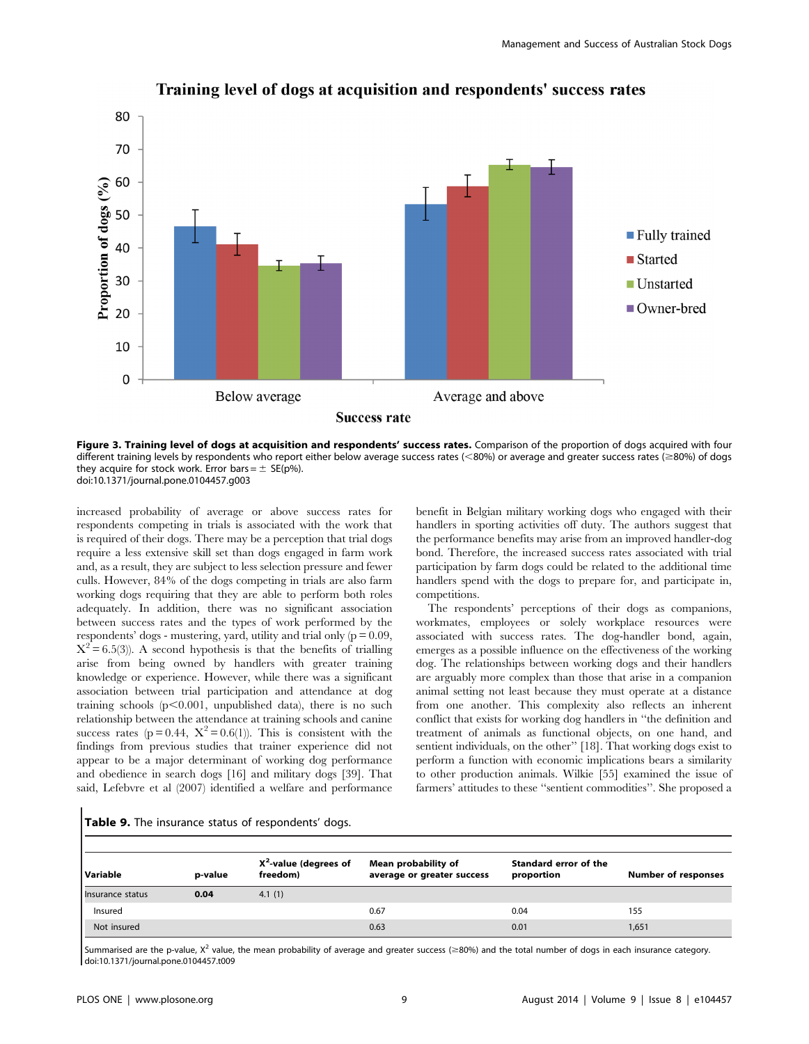**Figure 3. Training level of dogs at acquisition and respondents' success rates.** Comparison of the proportion of dogs acquired with four different training levels by respondents who report either below average success rates (<80%) or average and greater success rates (≥80%) of dogs they acquire for stock work. Error bars = ± SE(p%).
doi:10.1371/journal.pone.0104457.g003

increased probability of average or above success rates for respondents competing in trials is associated with the work that is required of their dogs. There may be a perception that trial dogs require a less extensive skill set than dogs engaged in farm work and, as a result, they are subject to less selection pressure and fewer culls. However, 84% of the dogs competing in trials are also farm working dogs requiring that they are able to perform both roles adequately. In addition, there was no significant association between success rates and the types of work performed by the respondents' dogs - mustering, yard, utility and trial only ($p = 0.09$, $X^2 = 6.5(3)$). A second hypothesis is that the benefits of trialling arise from being owned by handlers with greater training knowledge or experience. However, while there was a significant association between trial participation and attendance at dog training schools ($p < 0.001$, unpublished data), there is no such relationship between the attendance at training schools and canine success rates ($p = 0.44$, $X^2 = 0.6(1)$). This is consistent with the findings from previous studies that trainer experience did not appear to be a major determinant of working dog performance and obedience in search dogs [16] and military dogs [39]. That said, Lefebvre et al (2007) identified a welfare and performance benefit in Belgian military working dogs who engaged with their handlers in sporting activities off duty. The authors suggest that the performance benefits may arise from an improved handler-dog bond. Therefore, the increased success rates associated with trial participation by farm dogs could be related to the additional time handlers spend with the dogs to prepare for, and participate in, competitions.

The respondents' perceptions of their dogs as companions, workmates, employees or solely workplace resources were associated with success rates. The dog-handler bond, again, emerges as a possible influence on the effectiveness of the working dog. The relationships between working dogs and their handlers are arguably more complex than those that arise in a companion animal setting not least because they must operate at a distance from one another. This complexity also reflects an inherent conflict that exists for working dog handlers in "the definition and treatment of animals as functional objects, on one hand, and sentient individuals, on the other" [18]. That working dogs exist to perform a function with economic implications bears a similarity to other production animals. Wilkie [55] examined the issue of farmers' attitudes to these "sentient commodities". She proposed a

**Table 9.** The insurance status of respondents' dogs.

| Variable | p-value | $X^2$-value (degrees of freedom) | Mean probability of average or greater success | Standard error of the proportion | Number of responses |
|---|---|---|---|---|---|
| Insurance status | **0.04** | 4.1 (1) | | | |
| Insured | | | 0.67 | 0.04 | 155 |
| Not insured | | | 0.63 | 0.01 | 1,651 |

Summarised are the p-value, $X^2$ value, the mean probability of average and greater success (≥80%) and the total number of dogs in each insurance category.
doi:10.1371/journal.pone.0104457.t009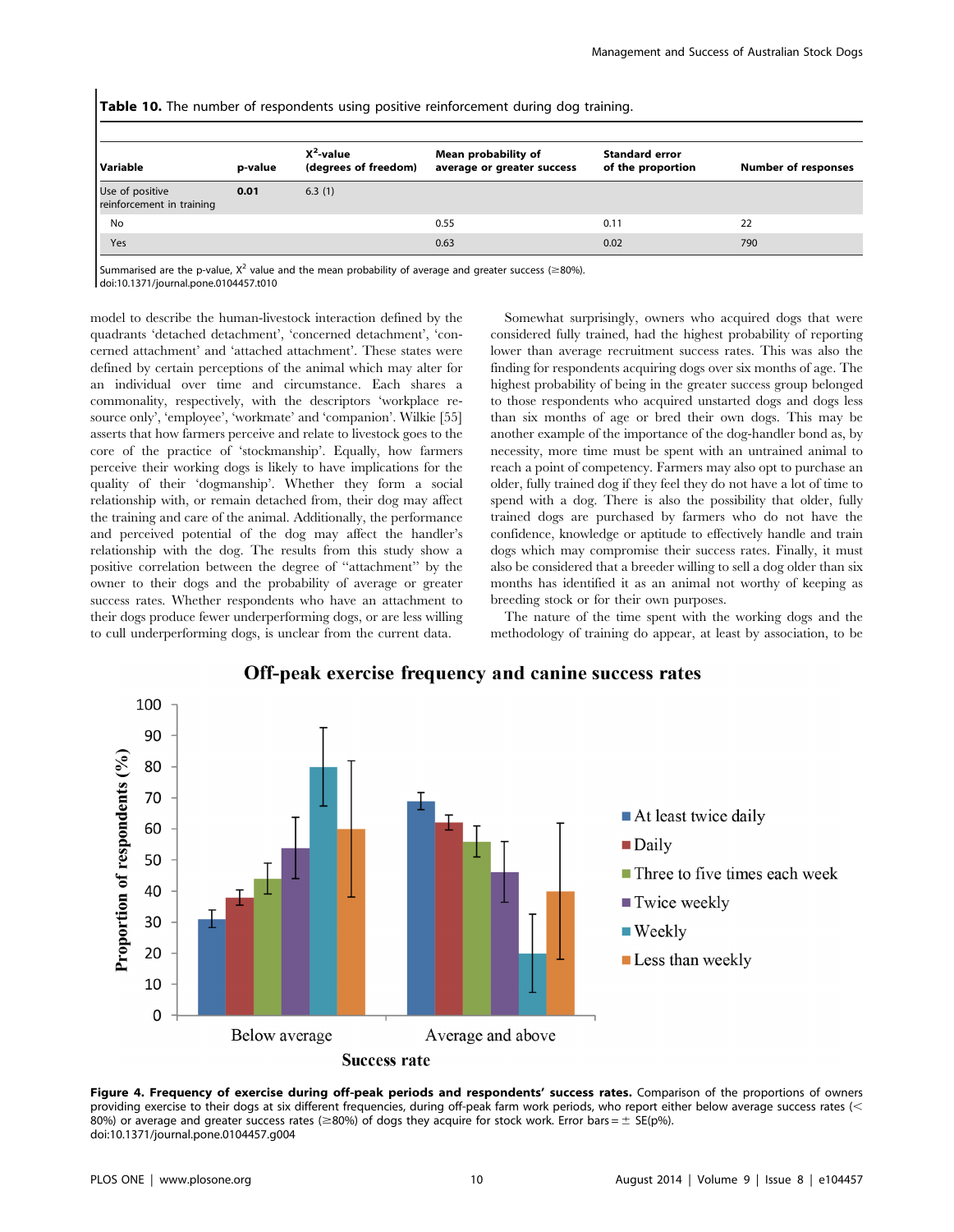**Table 10.** The number of respondents using positive reinforcement during dog training.

| Variable | p-value | $X^2$-value (degrees of freedom) | Mean probability of average or greater success | Standard error of the proportion | Number of responses |
|---|---|---|---|---|---|
| Use of positive reinforcement in training | **0.01** | 6.3 (1) | | | |
| No | | | 0.55 | 0.11 | 22 |
| Yes | | | 0.63 | 0.02 | 790 |

Summarised are the p-value, $X^2$ value and the mean probability of average and greater success (≥80%).
doi:10.1371/journal.pone.0104457.t010

model to describe the human-livestock interaction defined by the quadrants 'detached detachment', 'concerned detachment', 'concerned attachment' and 'attached attachment'. These states were defined by certain perceptions of the animal which may alter for an individual over time and circumstance. Each shares a commonality, respectively, with the descriptors 'workplace resource only', 'employee', 'workmate' and 'companion'. Wilkie [55] asserts that how farmers perceive and relate to livestock goes to the core of the practice of 'stockmanship'. Equally, how farmers perceive their working dogs is likely to have implications for the quality of their 'dogmanship'. Whether they form a social relationship with, or remain detached from, their dog may affect the training and care of the animal. Additionally, the performance and perceived potential of the dog may affect the handler's relationship with the dog. The results from this study show a positive correlation between the degree of "attachment" by the owner to their dogs and the probability of average or greater success rates. Whether respondents who have an attachment to their dogs produce fewer underperforming dogs, or are less willing to cull underperforming dogs, is unclear from the current data.

Somewhat surprisingly, owners who acquired dogs that were considered fully trained, had the highest probability of reporting lower than average recruitment success rates. This was also the finding for respondents acquiring dogs over six months of age. The highest probability of being in the greater success group belonged to those respondents who acquired unstarted dogs and dogs less than six months of age or bred their own dogs. This may be another example of the importance of the dog-handler bond as, by necessity, more time must be spent with an untrained animal to reach a point of competency. Farmers may also opt to purchase an older, fully trained dog if they feel they do not have a lot of time to spend with a dog. There is also the possibility that older, fully trained dogs are purchased by farmers who do not have the confidence, knowledge or aptitude to effectively handle and train dogs which may compromise their success rates. Finally, it must also be considered that a breeder willing to sell a dog older than six months has identified it as an animal not worthy of keeping as breeding stock or for their own purposes.

The nature of the time spent with the working dogs and the methodology of training do appear, at least by association, to be

Off-peak exercise frequency and canine success rates

Proportion of respondents (%)

100
90
80
70
60
50
40
30
20
10
0

Below average
Average and above

Success rate

At least twice daily
Daily
Three to five times each week
Twice weekly
Weekly
Less than weekly

**Figure 4. Frequency of exercise during off-peak periods and respondents' success rates.** Comparison of the proportions of owners providing exercise to their dogs at six different frequencies, during off-peak farm work periods, who report either below average success rates (< 80%) or average and greater success rates (≥80%) of dogs they acquire for stock work. Error bars = ± SE(p%).
doi:10.1371/journal.pone.0104457.g004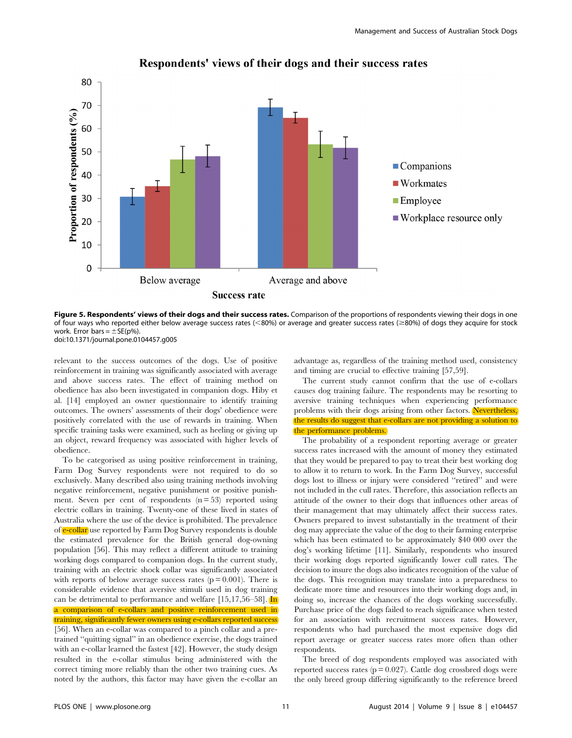Figure 5. Respondents' views of their dogs and their success rates. Comparison of the proportions of respondents viewing their dogs in one of four ways who reported either below average success rates (<80%) or average and greater success rates (≥80%) of dogs they acquire for stock work. Error bars = ±SE(p%).
doi:10.1371/journal.pone.0104457.g005

relevant to the success outcomes of the dogs. Use of positive reinforcement in training was significantly associated with average and above success rates. The effect of training method on obedience has also been investigated in companion dogs. Hiby et al. [14] employed an owner questionnaire to identify training outcomes. The owners' assessments of their dogs' obedience were positively correlated with the use of rewards in training. When specific training tasks were examined, such as heeling or giving up an object, reward frequency was associated with higher levels of obedience.

To be categorised as using positive reinforcement in training, Farm Dog Survey respondents were not required to do so exclusively. Many described also using training methods involving negative reinforcement, negative punishment or positive punishment. Seven per cent of respondents (n = 53) reported using electric collars in training. Twenty-one of these lived in states of Australia where the use of the device is prohibited. The prevalence of e-collar use reported by Farm Dog Survey respondents is double the estimated prevalence for the British general dog-owning population [56]. This may reflect a different attitude to training working dogs compared to companion dogs. In the current study, training with an electric shock collar was significantly associated with reports of below average success rates (p = 0.001). There is considerable evidence that aversive stimuli used in dog training can be detrimental to performance and welfare [15,17,56–58]. In a comparison of e-collars and positive reinforcement used in training, significantly fewer owners using e-collars reported success [56]. When an e-collar was compared to a pinch collar and a pre-trained "quitting signal" in an obedience exercise, the dogs trained with an e-collar learned the fastest [42]. However, the study design resulted in the e-collar stimulus being administered with the correct timing more reliably than the other two training cues. As noted by the authors, this factor may have given the e-collar an advantage as, regardless of the training method used, consistency and timing are crucial to effective training [57,59].

The current study cannot confirm that the use of e-collars causes dog training failure. The respondents may be resorting to aversive training techniques when experiencing performance problems with their dogs arising from other factors. Nevertheless, the results do suggest that e-collars are not providing a solution to the performance problems.

The probability of a respondent reporting average or greater success rates increased with the amount of money they estimated that they would be prepared to pay to treat their best working dog to allow it to return to work. In the Farm Dog Survey, successful dogs lost to illness or injury were considered "retired" and were not included in the cull rates. Therefore, this association reflects an attitude of the owner to their dogs that influences other areas of their management that may ultimately affect their success rates. Owners prepared to invest substantially in the treatment of their dog may appreciate the value of the dog to their farming enterprise which has been estimated to be approximately $40 000 over the dog's working lifetime [11]. Similarly, respondents who insured their working dogs reported significantly lower cull rates. The decision to insure the dogs also indicates recognition of the value of the dogs. This recognition may translate into a preparedness to dedicate more time and resources into their working dogs and, in doing so, increase the chances of the dogs working successfully. Purchase price of the dogs failed to reach significance when tested for an association with recruitment success rates. However, respondents who had purchased the most expensive dogs did report average or greater success rates more often than other respondents.

The breed of dog respondents employed was associated with reported success rates (p = 0.027). Cattle dog crossbred dogs were the only breed group differing significantly to the reference breed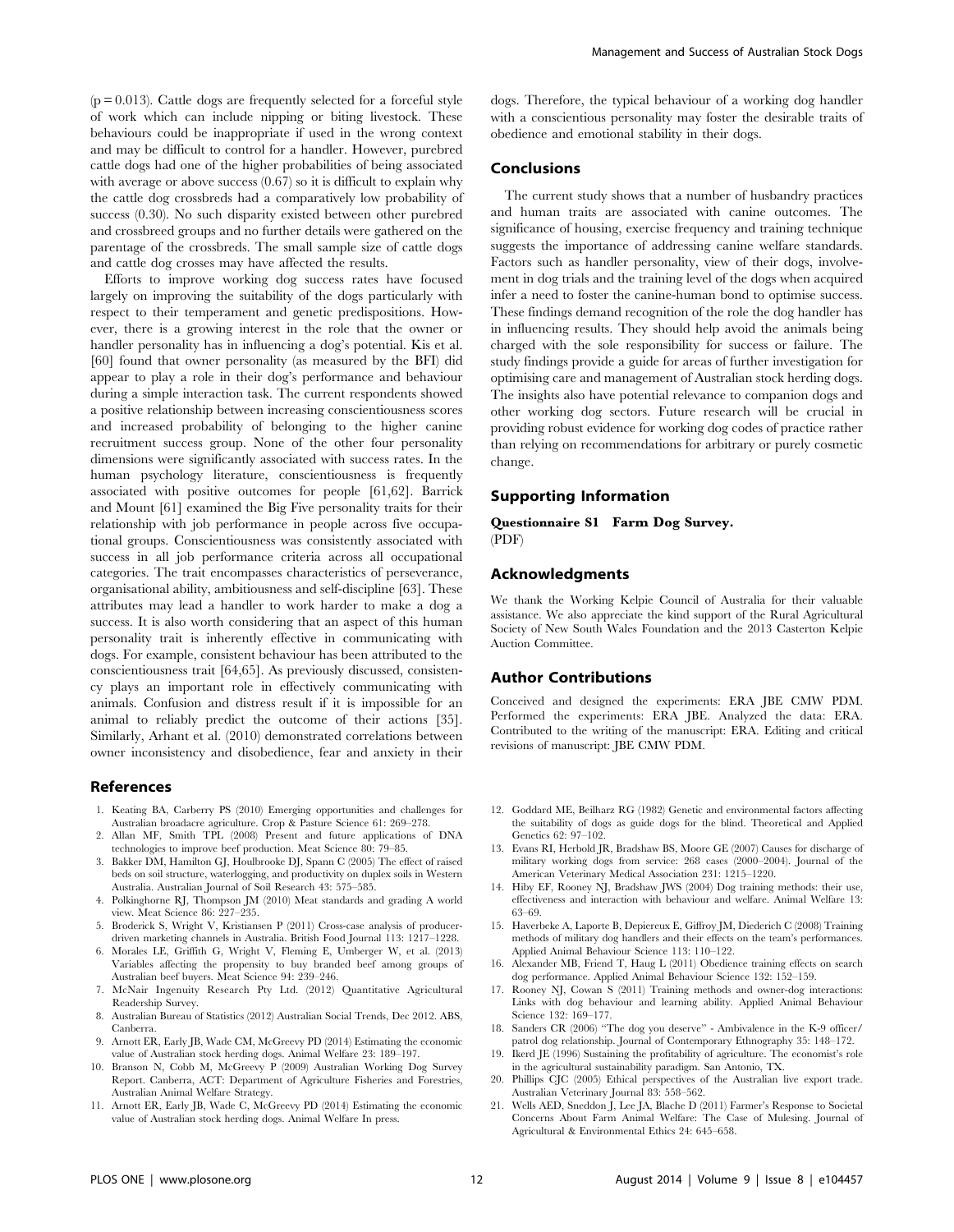($p = 0.013$). Cattle dogs are frequently selected for a forceful style of work which can include nipping or biting livestock. These behaviours could be inappropriate if used in the wrong context and may be difficult to control for a handler. However, purebred cattle dogs had one of the higher probabilities of being associated with average or above success (0.67) so it is difficult to explain why the cattle dog crossbreds had a comparatively low probability of success (0.30). No such disparity existed between other purebred and crossbreed groups and no further details were gathered on the parentage of the crossbreds. The small sample size of cattle dogs and cattle dog crosses may have affected the results.

Efforts to improve working dog success rates have focused largely on improving the suitability of the dogs particularly with respect to their temperament and genetic predispositions. However, there is a growing interest in the role that the owner or handler personality has in influencing a dog's potential. Kis et al. [60] found that owner personality (as measured by the BFI) did appear to play a role in their dog's performance and behaviour during a simple interaction task. The current respondents showed a positive relationship between increasing conscientiousness scores and increased probability of belonging to the higher canine recruitment success group. None of the other four personality dimensions were significantly associated with success rates. In the human psychology literature, conscientiousness is frequently associated with positive outcomes for people [61,62]. Barrick and Mount [61] examined the Big Five personality traits for their relationship with job performance in people across five occupational groups. Conscientiousness was consistently associated with success in all job performance criteria across all occupational categories. The trait encompasses characteristics of perseverance, organisational ability, ambitiousness and self-discipline [63]. These attributes may lead a handler to work harder to make a dog a success. It is also worth considering that an aspect of this human personality trait is inherently effective in communicating with dogs. For example, consistent behaviour has been attributed to the conscientiousness trait [64,65]. As previously discussed, consistency plays an important role in effectively communicating with animals. Confusion and distress result if it is impossible for an animal to reliably predict the outcome of their actions [35]. Similarly, Arhant et al. (2010) demonstrated correlations between owner inconsistency and disobedience, fear and anxiety in their dogs. Therefore, the typical behaviour of a working dog handler with a conscientious personality may foster the desirable traits of obedience and emotional stability in their dogs.

## Conclusions

The current study shows that a number of husbandry practices and human traits are associated with canine outcomes. The significance of housing, exercise frequency and training technique suggests the importance of addressing canine welfare standards. Factors such as handler personality, view of their dogs, involvement in dog trials and the training level of the dogs when acquired infer a need to foster the canine-human bond to optimise success. These findings demand recognition of the role the dog handler has in influencing results. They should help avoid the animals being charged with the sole responsibility for success or failure. The study findings provide a guide for areas of further investigation for optimising care and management of Australian stock herding dogs. The insights also have potential relevance to companion dogs and other working dog sectors. Future research will be crucial in providing robust evidence for working dog codes of practice rather than relying on recommendations for arbitrary or purely cosmetic change.

## Supporting Information

**Questionnaire S1 Farm Dog Survey.**
(PDF)

## Acknowledgments

We thank the Working Kelpie Council of Australia for their valuable assistance. We also appreciate the kind support of the Rural Agricultural Society of New South Wales Foundation and the 2013 Casterton Kelpie Auction Committee.

## Author Contributions

Conceived and designed the experiments: ERA JBE CMW PDM. Performed the experiments: ERA JBE. Analyzed the data: ERA. Contributed to the writing of the manuscript: ERA. Editing and critical revisions of manuscript: JBE CMW PDM.

## References

1. Keating BA, Carberry PS (2010) Emerging opportunities and challenges for Australian broadacre agriculture. Crop & Pasture Science 61: 269–278.
2. Allan MF, Smith TPL (2008) Present and future applications of DNA technologies to improve beef production. Meat Science 80: 79–85.
3. Bakker DM, Hamilton GJ, Houlbrooke DJ, Spann C (2005) The effect of raised beds on soil structure, waterlogging, and productivity on duplex soils in Western Australia. Australian Journal of Soil Research 43: 575–585.
4. Polkinghorne RJ, Thompson JM (2010) Meat standards and grading A world view. Meat Science 86: 227–235.
5. Broderick S, Wright V, Kristiansen P (2011) Cross-case analysis of producer-driven marketing channels in Australia. British Food Journal 113: 1217–1228.
6. Morales LE, Griffith G, Wright V, Fleming E, Umberger W, et al. (2013) Variables affecting the propensity to buy branded beef among groups of Australian beef buyers. Meat Science 94: 239–246.
7. McNair Ingenuity Research Pty Ltd. (2012) Quantitative Agricultural Readership Survey.
8. Australian Bureau of Statistics (2012) Australian Social Trends, Dec 2012. ABS, Canberra.
9. Arnott ER, Early JB, Wade CM, McGreevy PD (2014) Estimating the economic value of Australian stock herding dogs. Animal Welfare 23: 189–197.
10. Branson N, Cobb M, McGreevy P (2009) Australian Working Dog Survey Report. Canberra, ACT: Department of Agriculture Fisheries and Forestries, Australian Animal Welfare Strategy.
11. Arnott ER, Early JB, Wade C, McGreevy PD (2014) Estimating the economic value of Australian stock herding dogs. Animal Welfare In press.
12. Goddard ME, Beilharz RG (1982) Genetic and environmental factors affecting the suitability of dogs as guide dogs for the blind. Theoretical and Applied Genetics 62: 97–102.
13. Evans RI, Herbold JR, Bradshaw BS, Moore GE (2007) Causes for discharge of military working dogs from service: 268 cases (2000–2004). Journal of the American Veterinary Medical Association 231: 1215–1220.
14. Hiby EF, Rooney NJ, Bradshaw JWS (2004) Dog training methods: their use, effectiveness and interaction with behaviour and welfare. Animal Welfare 13: 63–69.
15. Haverbeke A, Laporte B, Depiereux E, Giffroy JM, Diederich C (2008) Training methods of military dog handlers and their effects on the team's performances. Applied Animal Behaviour Science 113: 110–122.
16. Alexander MB, Friend T, Haug L (2011) Obedience training effects on search dog performance. Applied Animal Behaviour Science 132: 152–159.
17. Rooney NJ, Cowan S (2011) Training methods and owner-dog interactions: Links with dog behaviour and learning ability. Applied Animal Behaviour Science 132: 169–177.
18. Sanders CR (2006) "The dog you deserve" - Ambivalence in the K-9 officer/patrol dog relationship. Journal of Contemporary Ethnography 35: 148–172.
19. Ikerd JE (1996) Sustaining the profitability of agriculture. The economist's role in the agricultural sustainability paradigm. San Antonio, TX.
20. Phillips CJC (2005) Ethical perspectives of the Australian live export trade. Australian Veterinary Journal 83: 558–562.
21. Wells AED, Sneddon J, Lee JA, Blache D (2011) Farmer's Response to Societal Concerns About Farm Animal Welfare: The Case of Mulesing. Journal of Agricultural & Environmental Ethics 24: 645–658.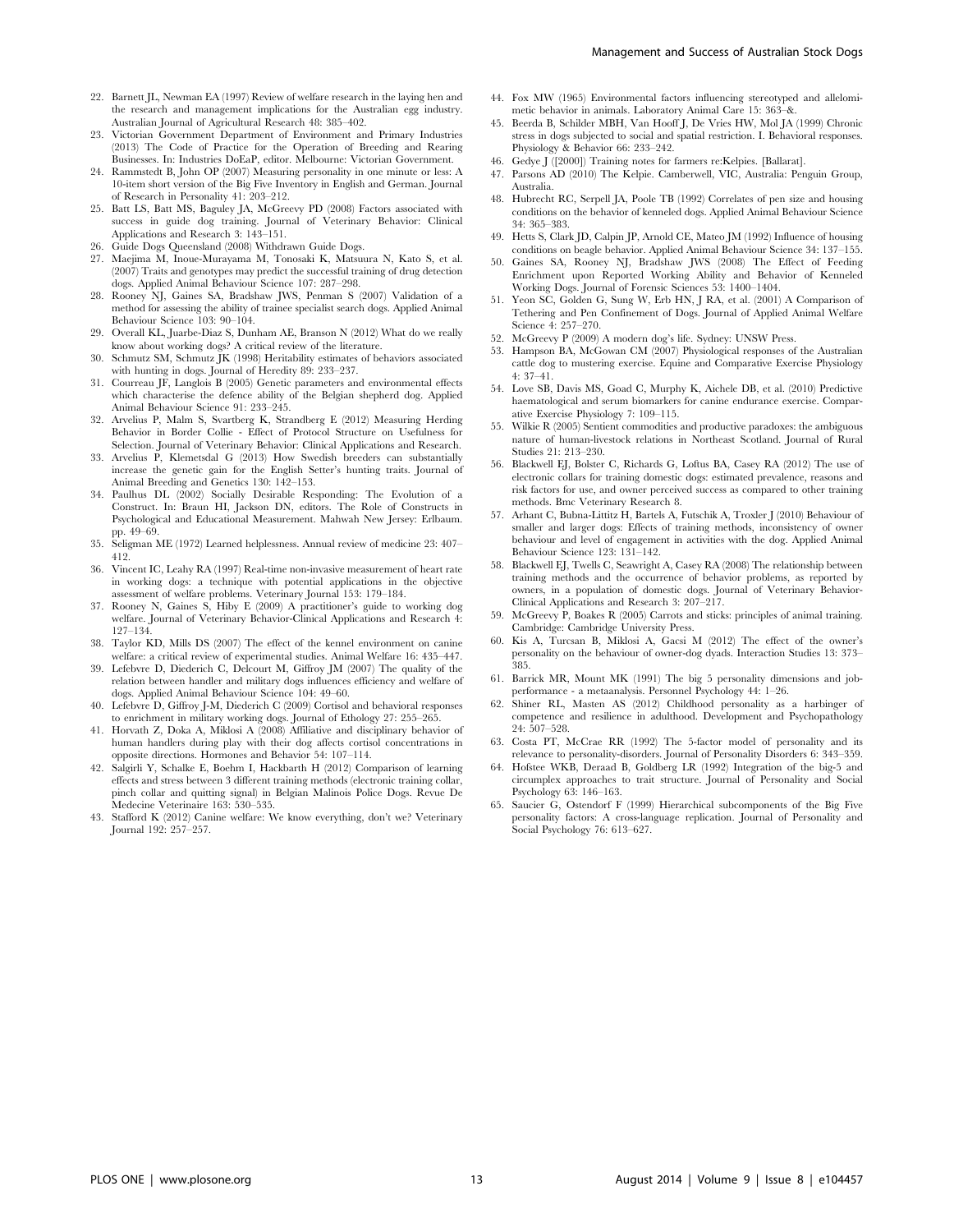22. Barnett JL, Newman EA (1997) Review of welfare research in the laying hen and the research and management implications for the Australian egg industry. Australian Journal of Agricultural Research 48: 385–402.
23. Victorian Government Department of Environment and Primary Industries (2013) The Code of Practice for the Operation of Breeding and Rearing Businesses. In: Industries DoEaP, editor. Melbourne: Victorian Government.
24. Rammstedt B, John OP (2007) Measuring personality in one minute or less: A 10-item short version of the Big Five Inventory in English and German. Journal of Research in Personality 41: 203–212.
25. Batt LS, Batt MS, Baguley JA, McGreevy PD (2008) Factors associated with success in guide dog training. Journal of Veterinary Behavior: Clinical Applications and Research 3: 143–151.
26. Guide Dogs Queensland (2008) Withdrawn Guide Dogs.
27. Maejima M, Inoue-Murayama M, Tonosaki K, Matsuura N, Kato S, et al. (2007) Traits and genotypes may predict the successful training of drug detection dogs. Applied Animal Behaviour Science 107: 287–298.
28. Rooney NJ, Gaines SA, Bradshaw JWS, Penman S (2007) Validation of a method for assessing the ability of trainee specialist search dogs. Applied Animal Behaviour Science 103: 90–104.
29. Overall KL, Juarbe-Diaz S, Dunham AE, Branson N (2012) What do we really know about working dogs? A critical review of the literature.
30. Schmutz SM, Schmutz JK (1998) Heritability estimates of behaviors associated with hunting in dogs. Journal of Heredity 89: 233–237.
31. Courreau JF, Langlois B (2005) Genetic parameters and environmental effects which characterise the defence ability of the Belgian shepherd dog. Applied Animal Behaviour Science 91: 233–245.
32. Arvelius P, Malm S, Svartberg K, Strandberg E (2012) Measuring Herding Behavior in Border Collie - Effect of Protocol Structure on Usefulness for Selection. Journal of Veterinary Behavior: Clinical Applications and Research.
33. Arvelius P, Klemetsdal G (2013) How Swedish breeders can substantially increase the genetic gain for the English Setter's hunting traits. Journal of Animal Breeding and Genetics 130: 142–153.
34. Paulhus DL (2002) Socially Desirable Responding: The Evolution of a Construct. In: Braun HI, Jackson DN, editors. The Role of Constructs in Psychological and Educational Measurement. Mahwah New Jersey: Erlbaum. pp. 49–69.
35. Seligman ME (1972) Learned helplessness. Annual review of medicine 23: 407–412.
36. Vincent IC, Leahy RA (1997) Real-time non-invasive measurement of heart rate in working dogs: a technique with potential applications in the objective assessment of welfare problems. Veterinary Journal 153: 179–184.
37. Rooney N, Gaines S, Hiby E (2009) A practitioner's guide to working dog welfare. Journal of Veterinary Behavior-Clinical Applications and Research 4: 127–134.
38. Taylor KD, Mills DS (2007) The effect of the kennel environment on canine welfare: a critical review of experimental studies. Animal Welfare 16: 435–447.
39. Lefebvre D, Diederich C, Delcourt M, Giffroy JM (2007) The quality of the relation between handler and military dogs influences efficiency and welfare of dogs. Applied Animal Behaviour Science 104: 49–60.
40. Lefebvre D, Giffroy J-M, Diederich C (2009) Cortisol and behavioral responses to enrichment in military working dogs. Journal of Ethology 27: 255–265.
41. Horvath Z, Doka A, Miklosi A (2008) Affiliative and disciplinary behavior of human handlers during play with their dog affects cortisol concentrations in opposite directions. Hormones and Behavior 54: 107–114.
42. Salgirli Y, Schalke E, Boehm I, Hackbarth H (2012) Comparison of learning effects and stress between 3 different training methods (electronic training collar, pinch collar and quitting signal) in Belgian Malinois Police Dogs. Revue De Medecine Veterinaire 163: 530–535.
43. Stafford K (2012) Canine welfare: We know everything, don't we? Veterinary Journal 192: 257–257.
44. Fox MW (1965) Environmental factors influencing stereotyped and allelomimetic behavior in animals. Laboratory Animal Care 15: 363–&.
45. Beerda B, Schilder MBH, Van Hooff J, De Vries HW, Mol JA (1999) Chronic stress in dogs subjected to social and spatial restriction. I. Behavioral responses. Physiology & Behavior 66: 233–242.
46. Gedye J ([2000]) Training notes for farmers re:Kelpies. [Ballarat].
47. Parsons AD (2010) The Kelpie. Camberwell, VIC, Australia: Penguin Group, Australia.
48. Hubrecht RC, Serpell JA, Poole TB (1992) Correlates of pen size and housing conditions on the behavior of kenneled dogs. Applied Animal Behaviour Science 34: 365–383.
49. Hetts S, Clark JD, Calpin JP, Arnold CE, Mateo JM (1992) Influence of housing conditions on beagle behavior. Applied Animal Behaviour Science 34: 137–155.
50. Gaines SA, Rooney NJ, Bradshaw JWS (2008) The Effect of Feeding Enrichment upon Reported Working Ability and Behavior of Kenneled Working Dogs. Journal of Forensic Sciences 53: 1400–1404.
51. Yeon SC, Golden G, Sung W, Erb HN, J RA, et al. (2001) A Comparison of Tethering and Pen Confinement of Dogs. Journal of Applied Animal Welfare Science 4: 257–270.
52. McGreevy P (2009) A modern dog's life. Sydney: UNSW Press.
53. Hampson BA, McGowan CM (2007) Physiological responses of the Australian cattle dog to mustering exercise. Equine and Comparative Exercise Physiology 4: 37–41.
54. Love SB, Davis MS, Goad C, Murphy K, Aichele DB, et al. (2010) Predictive haematological and serum biomarkers for canine endurance exercise. Comparative Exercise Physiology 7: 109–115.
55. Wilkie R (2005) Sentient commodities and productive paradoxes: the ambiguous nature of human-livestock relations in Northeast Scotland. Journal of Rural Studies 21: 213–230.
56. Blackwell EJ, Bolster C, Richards G, Loftus BA, Casey RA (2012) The use of electronic collars for training domestic dogs: estimated prevalence, reasons and risk factors for use, and owner perceived success as compared to other training methods. Bmc Veterinary Research 8.
57. Arhant C, Bubna-Littitz H, Bartels A, Futschik A, Troxler J (2010) Behaviour of smaller and larger dogs: Effects of training methods, inconsistency of owner behaviour and level of engagement in activities with the dog. Applied Animal Behaviour Science 123: 131–142.
58. Blackwell EJ, Twells C, Seawright A, Casey RA (2008) The relationship between training methods and the occurrence of behavior problems, as reported by owners, in a population of domestic dogs. Journal of Veterinary Behavior-Clinical Applications and Research 3: 207–217.
59. McGreevy P, Boakes R (2005) Carrots and sticks: principles of animal training. Cambridge: Cambridge University Press.
60. Kis A, Turcsan B, Miklosi A, Gacsi M (2012) The effect of the owner's personality on the behaviour of owner-dog dyads. Interaction Studies 13: 373–385.
61. Barrick MR, Mount MK (1991) The big 5 personality dimensions and job-performance - a metaanalysis. Personnel Psychology 44: 1–26.
62. Shiner RL, Masten AS (2012) Childhood personality as a harbinger of competence and resilience in adulthood. Development and Psychopathology 24: 507–528.
63. Costa PT, McCrae RR (1992) The 5-factor model of personality and its relevance to personality-disorders. Journal of Personality Disorders 6: 343–359.
64. Hofstee WKB, Deraad B, Goldberg LR (1992) Integration of the big-5 and circumplex approaches to trait structure. Journal of Personality and Social Psychology 63: 146–163.
65. Saucier G, Ostendorf F (1999) Hierarchical subcomponents of the Big Five personality factors: A cross-language replication. Journal of Personality and Social Psychology 76: 613–627.